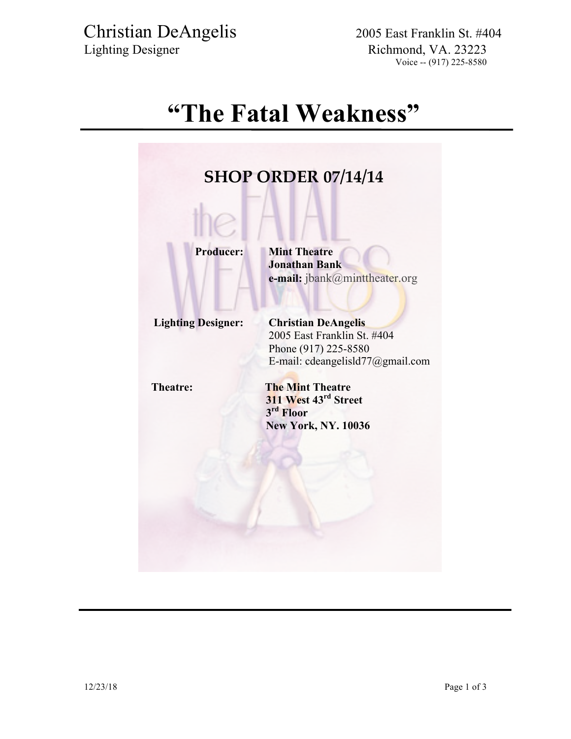Christian DeAngelis
Lighting Designer

2005 East Franklin St. #404
Richmond, VA. 23223
Voice -- (917) 225-8580

# "The Fatal Weakness"

## SHOP ORDER 07/14/14

**Producer:** **Mint Theatre**
**Jonathan Bank**
**e-mail:** jbank@minttheater.org

**Lighting Designer:** **Christian DeAngelis**
2005 East Franklin St. #404
Phone (917) 225-8580
E-mail: cdeangelisld77@gmail.com

**Theatre:** **The Mint Theatre**
**311 West 43rd Street**
**3rd Floor**
**New York, NY. 10036**

12/23/18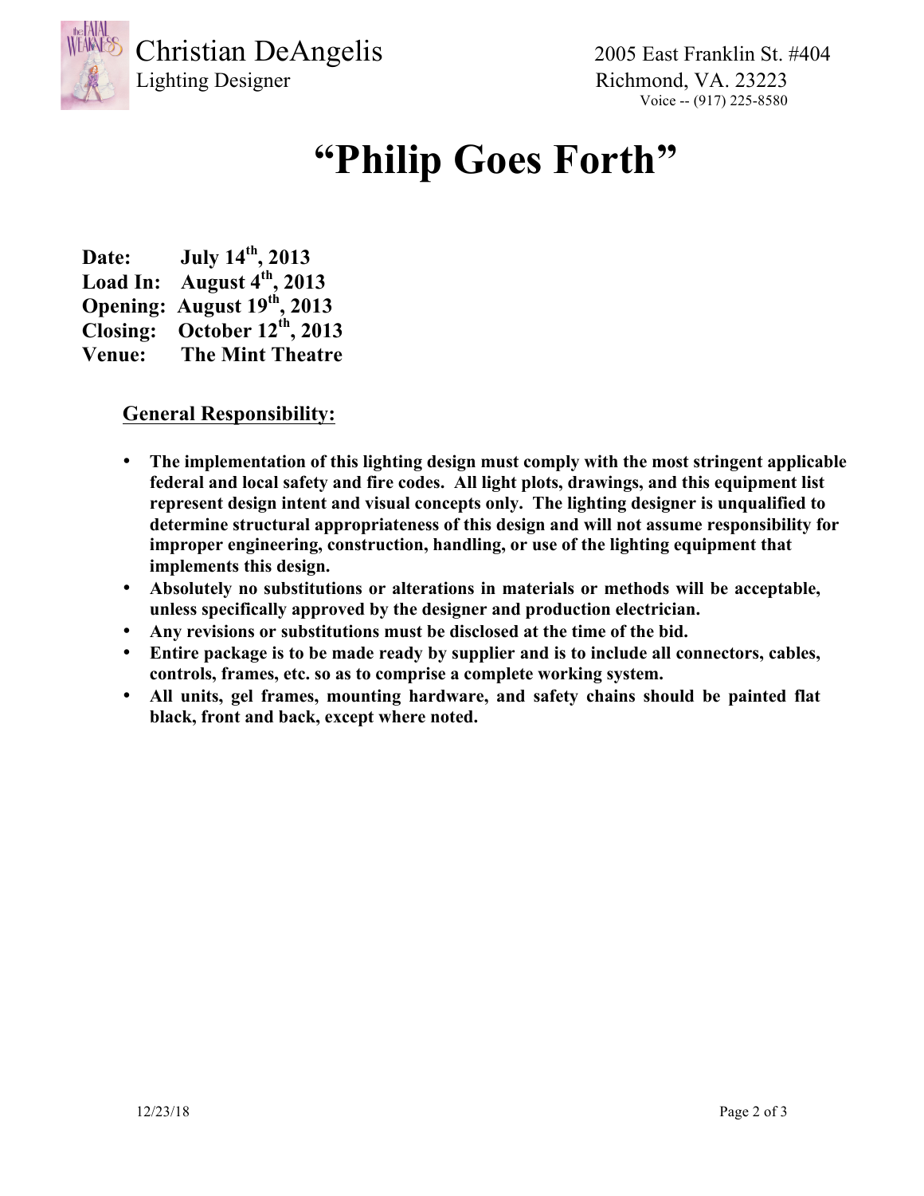Christian DeAngelis
Lighting Designer

2005 East Franklin St. #404
Richmond, VA. 23223
Voice -- (917) 225-8580

# "Philip Goes Forth"

**Date:** July 14th, 2013
**Load In:** August 4th, 2013
**Opening:** August 19th, 2013
**Closing:** October 12th, 2013
**Venue:** The Mint Theatre

## General Responsibility:

- **The implementation of this lighting design must comply with the most stringent applicable federal and local safety and fire codes. All light plots, drawings, and this equipment list represent design intent and visual concepts only. The lighting designer is unqualified to determine structural appropriateness of this design and will not assume responsibility for improper engineering, construction, handling, or use of the lighting equipment that implements this design.**
- **Absolutely no substitutions or alterations in materials or methods will be acceptable, unless specifically approved by the designer and production electrician.**
- **Any revisions or substitutions must be disclosed at the time of the bid.**
- **Entire package is to be made ready by supplier and is to include all connectors, cables, controls, frames, etc. so as to comprise a complete working system.**
- **All units, gel frames, mounting hardware, and safety chains should be painted flat black, front and back, except where noted.**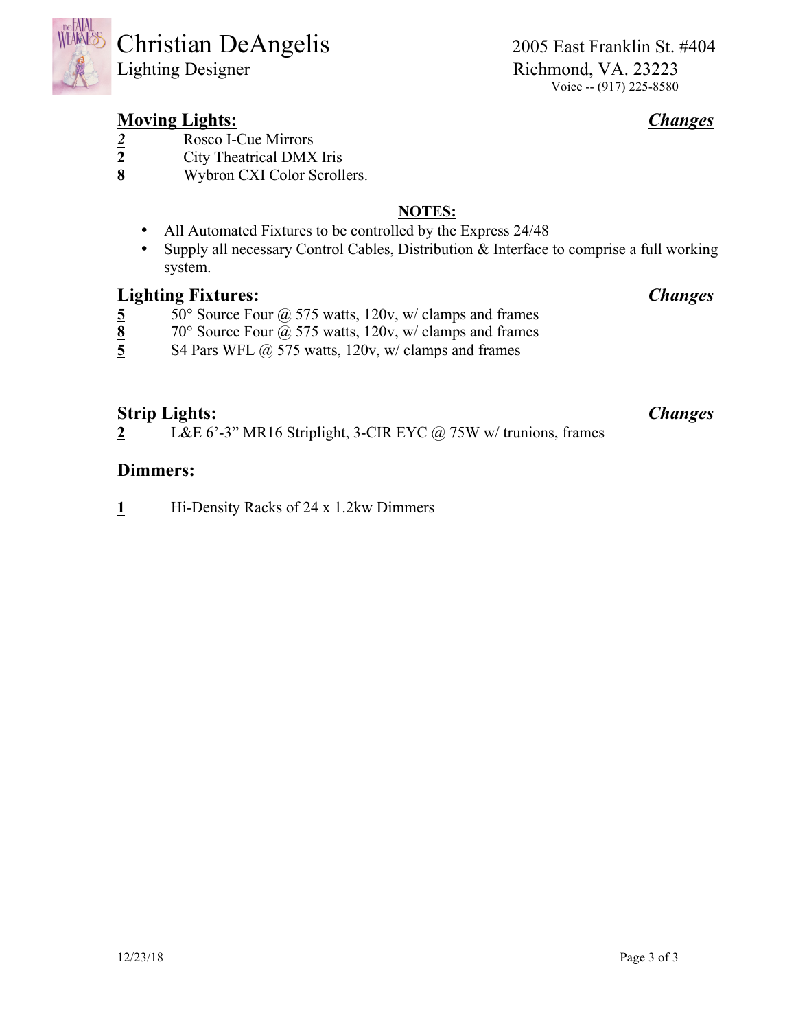# Christian DeAngelis

Lighting Designer

2005 East Franklin St. #404
Richmond, VA. 23223
Voice -- (917) 225-8580

## Moving Lights: *Changes*

***2*** Rosco I-Cue Mirrors
**2** City Theatrical DMX Iris
**8** Wybron CXI Color Scrollers.

**NOTES:**

- All Automated Fixtures to be controlled by the Express 24/48
- Supply all necessary Control Cables, Distribution & Interface to comprise a full working system.

## Lighting Fixtures: *Changes*

**5** 50° Source Four @ 575 watts, 120v, w/ clamps and frames
**8** 70° Source Four @ 575 watts, 120v, w/ clamps and frames
**5** S4 Pars WFL @ 575 watts, 120v, w/ clamps and frames

## Strip Lights: *Changes*

**2** L&E 6'-3" MR16 Striplight, 3-CIR EYC @ 75W w/ trunions, frames

## Dimmers:

**1** Hi-Density Racks of 24 x 1.2kw Dimmers

12/23/18